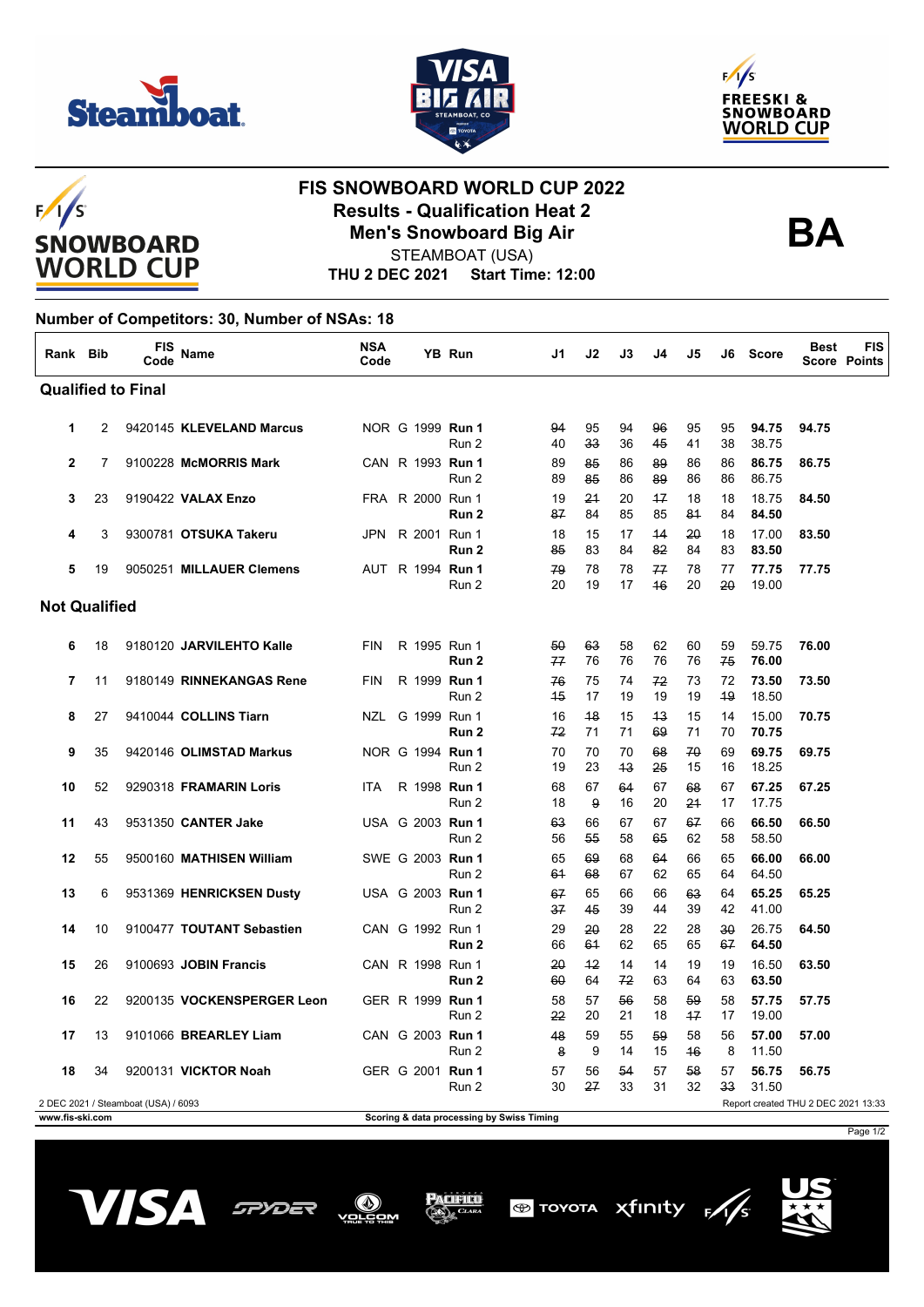# FIS SNOWBOARD WORLD CUP 2022

## Results - Qualification Heat 2

## Men's Snowboard Big Air

STEAMBOAT (USA)

**THU 2 DEC 2021 Start Time: 12:00**

**BA**

**Number of Competitors: 30, Number of NSAs: 18**

| Rank | Bib | FIS Code | Name | NSA Code | YB | Run | J1 | J2 | J3 | J4 | J5 | J6 | Score | Best Score | FIS Points |
|---|---|---|---|---|---|---|---|---|---|---|---|---|---|---|---|
| **Qualified to Final** | | | | | | | | | | | | | | | |
| 1 | 2 | 9420145 | **KLEVELAND Marcus** | NOR | G 1999 | **Run 1** | ~~94~~ | 95 | 94 | ~~96~~ | 95 | 95 | **94.75** | **94.75** | |
| | | | | | | Run 2 | 40 | ~~33~~ | 36 | ~~45~~ | 41 | 38 | 38.75 | | |
| 2 | 7 | 9100228 | **McMORRIS Mark** | CAN | R 1993 | **Run 1** | 89 | ~~85~~ | 86 | ~~89~~ | 86 | 86 | **86.75** | **86.75** | |
| | | | | | | Run 2 | 89 | ~~85~~ | 86 | ~~89~~ | 86 | 86 | 86.75 | | |
| 3 | 23 | 9190422 | **VALAX Enzo** | FRA | R 2000 | Run 1 | 19 | ~~21~~ | 20 | ~~17~~ | 18 | 18 | 18.75 | **84.50** | |
| | | | | | | **Run 2** | ~~87~~ | 84 | 85 | 85 | ~~81~~ | 84 | **84.50** | | |
| 4 | 3 | 9300781 | **OTSUKA Takeru** | JPN | R 2001 | Run 1 | 18 | 15 | 17 | ~~14~~ | ~~20~~ | 18 | 17.00 | **83.50** | |
| | | | | | | **Run 2** | ~~85~~ | 83 | 84 | ~~82~~ | 84 | 83 | **83.50** | | |
| 5 | 19 | 9050251 | **MILLAUER Clemens** | AUT | R 1994 | **Run 1** | ~~79~~ | 78 | 78 | ~~77~~ | 78 | 77 | **77.75** | **77.75** | |
| | | | | | | Run 2 | 20 | 19 | 17 | ~~16~~ | 20 | ~~20~~ | 19.00 | | |
| **Not Qualified** | | | | | | | | | | | | | | | |
| 6 | 18 | 9180120 | **JARVILEHTO Kalle** | FIN | R 1995 | Run 1 | ~~50~~ | ~~63~~ | 58 | 62 | 60 | 59 | 59.75 | **76.00** | |
| | | | | | | **Run 2** | ~~77~~ | 76 | 76 | 76 | 76 | ~~75~~ | **76.00** | | |
| 7 | 11 | 9180149 | **RINNEKANGAS Rene** | FIN | R 1999 | **Run 1** | ~~76~~ | 75 | 74 | ~~72~~ | 73 | 72 | **73.50** | **73.50** | |
| | | | | | | Run 2 | ~~15~~ | 17 | 19 | 19 | 19 | ~~19~~ | 18.50 | | |
| 8 | 27 | 9410044 | **COLLINS Tiarn** | NZL | G 1999 | Run 1 | 16 | ~~18~~ | 15 | ~~13~~ | 15 | 14 | 15.00 | **70.75** | |
| | | | | | | **Run 2** | ~~72~~ | 71 | 71 | ~~69~~ | 71 | 70 | **70.75** | | |
| 9 | 35 | 9420146 | **OLIMSTAD Markus** | NOR | G 1994 | **Run 1** | 70 | 70 | 70 | ~~68~~ | ~~70~~ | 69 | **69.75** | **69.75** | |
| | | | | | | Run 2 | 19 | 23 | ~~13~~ | ~~25~~ | 15 | 16 | 18.25 | | |
| 10 | 52 | 9290318 | **FRAMARIN Loris** | ITA | R 1998 | **Run 1** | 68 | 67 | ~~64~~ | 67 | ~~68~~ | 67 | **67.25** | **67.25** | |
| | | | | | | Run 2 | 18 | ~~9~~ | 16 | 20 | ~~21~~ | 17 | 17.75 | | |
| 11 | 43 | 9531350 | **CANTER Jake** | USA | G 2003 | **Run 1** | ~~63~~ | 66 | 67 | 67 | ~~67~~ | 66 | **66.50** | **66.50** | |
| | | | | | | Run 2 | 56 | ~~55~~ | 58 | ~~65~~ | 62 | 58 | 58.50 | | |
| 12 | 55 | 9500160 | **MATHISEN William** | SWE | G 2003 | **Run 1** | 65 | ~~69~~ | 68 | ~~64~~ | 66 | 65 | **66.00** | **66.00** | |
| | | | | | | Run 2 | ~~61~~ | ~~68~~ | 67 | 62 | 65 | 64 | 64.50 | | |
| 13 | 6 | 9531369 | **HENRICKSEN Dusty** | USA | G 2003 | **Run 1** | ~~67~~ | 65 | 66 | 66 | ~~63~~ | 64 | **65.25** | **65.25** | |
| | | | | | | Run 2 | ~~37~~ | ~~45~~ | 39 | 44 | 39 | 42 | 41.00 | | |
| 14 | 10 | 9100477 | **TOUTANT Sebastien** | CAN | G 1992 | Run 1 | 29 | ~~20~~ | 28 | 22 | 28 | ~~30~~ | 26.75 | **64.50** | |
| | | | | | | **Run 2** | 66 | ~~61~~ | 62 | 65 | 65 | ~~67~~ | **64.50** | | |
| 15 | 26 | 9100693 | **JOBIN Francis** | CAN | R 1998 | Run 1 | ~~20~~ | ~~12~~ | 14 | 14 | 19 | 19 | 16.50 | **63.50** | |
| | | | | | | **Run 2** | ~~60~~ | 64 | ~~72~~ | 63 | 64 | 63 | **63.50** | | |
| 16 | 22 | 9200135 | **VOCKENSPERGER Leon** | GER | R 1999 | **Run 1** | 58 | 57 | ~~56~~ | 58 | ~~59~~ | 58 | **57.75** | **57.75** | |
| | | | | | | Run 2 | ~~22~~ | 20 | 21 | 18 | ~~17~~ | 17 | 19.00 | | |
| 17 | 13 | 9101066 | **BREARLEY Liam** | CAN | G 2003 | **Run 1** | ~~48~~ | 59 | 55 | ~~59~~ | 58 | 56 | **57.00** | **57.00** | |
| | | | | | | Run 2 | ~~8~~ | 9 | 14 | 15 | ~~16~~ | 8 | 11.50 | | |
| 18 | 34 | 9200131 | **VICKTOR Noah** | GER | G 2001 | **Run 1** | 57 | 56 | ~~54~~ | 57 | ~~58~~ | 57 | **56.75** | **56.75** | |
| | | | | | | Run 2 | 30 | ~~27~~ | 33 | 31 | 32 | ~~33~~ | 31.50 | | |

2 DEC 2021 / Steamboat (USA) / 6093

Report created THU 2 DEC 2021 13:33

www.fis-ski.com

Scoring & data processing by Swiss Timing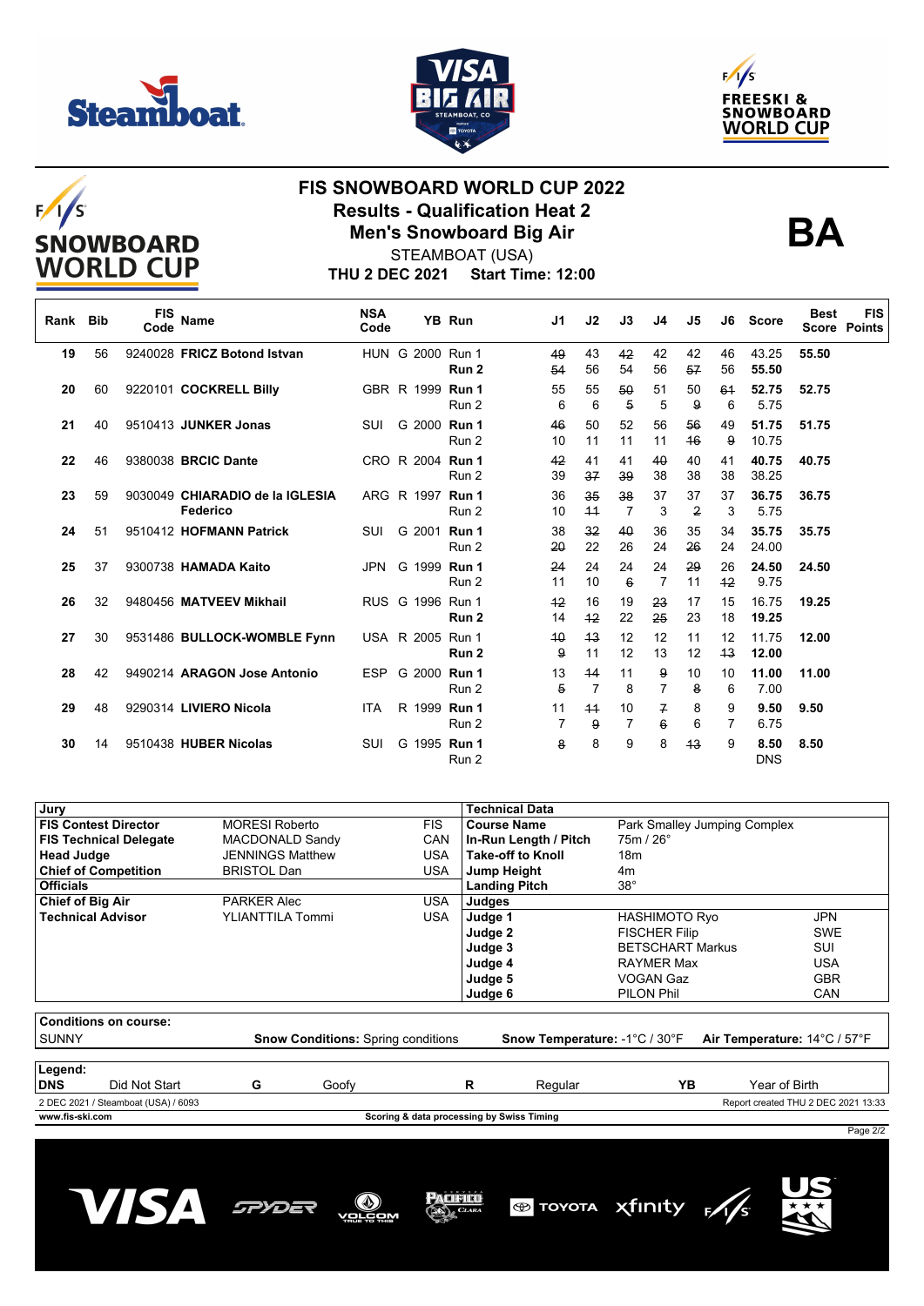# FIS SNOWBOARD WORLD CUP 2022

## Results - Qualification Heat 2

## Men's Snowboard Big Air

STEAMBOAT (USA)

**THU 2 DEC 2021 Start Time: 12:00**

**BA**

| Rank | Bib | FIS Code | Name | NSA Code | | YB | Run | J1 | J2 | J3 | J4 | J5 | J6 | Score | Best Score | FIS Points |
|---|---|---|---|---|---|---|---|---|---|---|---|---|---|---|---|---|
| 19 | 56 | 9240028 | **FRICZ Botond Istvan** | HUN | G | 2000 | Run 1 | ~~49~~ | 43 | ~~42~~ | 42 | 42 | 46 | 43.25 | **55.50** | |
| | | | | | | | **Run 2** | ~~54~~ | 56 | 54 | 56 | ~~57~~ | 56 | **55.50** | | |
| 20 | 60 | 9220101 | **COCKRELL Billy** | GBR | R | 1999 | **Run 1** | 55 | 55 | ~~50~~ | 51 | 50 | ~~61~~ | **52.75** | **52.75** | |
| | | | | | | | Run 2 | 6 | 6 | ~~5~~ | 5 | ~~9~~ | 6 | 5.75 | | |
| 21 | 40 | 9510413 | **JUNKER Jonas** | SUI | G | 2000 | **Run 1** | ~~46~~ | 50 | 52 | 56 | ~~56~~ | 49 | **51.75** | **51.75** | |
| | | | | | | | Run 2 | 10 | 11 | 11 | 11 | ~~16~~ | ~~9~~ | 10.75 | | |
| 22 | 46 | 9380038 | **BRCIC Dante** | CRO | R | 2004 | **Run 1** | ~~42~~ | 41 | 41 | ~~40~~ | 40 | 41 | **40.75** | **40.75** | |
| | | | | | | | Run 2 | 39 | ~~37~~ | ~~39~~ | 38 | 38 | 38 | 38.25 | | |
| 23 | 59 | 9030049 | **CHIARADIO de la IGLESIA Federico** | ARG | R | 1997 | **Run 1** | 36 | ~~35~~ | ~~38~~ | 37 | 37 | 37 | **36.75** | **36.75** | |
| | | | | | | | Run 2 | 10 | ~~11~~ | 7 | 3 | ~~2~~ | 3 | 5.75 | | |
| 24 | 51 | 9510412 | **HOFMANN Patrick** | SUI | G | 2001 | **Run 1** | 38 | ~~32~~ | ~~40~~ | 36 | 35 | 34 | **35.75** | **35.75** | |
| | | | | | | | Run 2 | ~~20~~ | 22 | 26 | 24 | ~~26~~ | 24 | 24.00 | | |
| 25 | 37 | 9300738 | **HAMADA Kaito** | JPN | G | 1999 | **Run 1** | ~~24~~ | 24 | 24 | 24 | ~~29~~ | 26 | **24.50** | **24.50** | |
| | | | | | | | Run 2 | 11 | 10 | ~~6~~ | 7 | 11 | ~~12~~ | 9.75 | | |
| 26 | 32 | 9480456 | **MATVEEV Mikhail** | RUS | G | 1996 | Run 1 | ~~12~~ | 16 | 19 | ~~23~~ | 17 | 15 | 16.75 | **19.25** | |
| | | | | | | | **Run 2** | 14 | ~~12~~ | 22 | ~~25~~ | 23 | 18 | **19.25** | | |
| 27 | 30 | 9531486 | **BULLOCK-WOMBLE Fynn** | USA | R | 2005 | Run 1 | ~~10~~ | ~~13~~ | 12 | 12 | 11 | 12 | 11.75 | **12.00** | |
| | | | | | | | **Run 2** | ~~9~~ | 11 | 12 | 13 | 12 | ~~13~~ | **12.00** | | |
| 28 | 42 | 9490214 | **ARAGON Jose Antonio** | ESP | G | 2000 | **Run 1** | 13 | ~~14~~ | 11 | ~~9~~ | 10 | 10 | **11.00** | **11.00** | |
| | | | | | | | Run 2 | ~~5~~ | 7 | 8 | 7 | ~~8~~ | 6 | 7.00 | | |
| 29 | 48 | 9290314 | **LIVIERO Nicola** | ITA | R | 1999 | **Run 1** | 11 | ~~11~~ | 10 | ~~7~~ | 8 | 9 | **9.50** | **9.50** | |
| | | | | | | | Run 2 | 7 | ~~9~~ | 7 | ~~6~~ | 6 | 7 | 6.75 | | |
| 30 | 14 | 9510438 | **HUBER Nicolas** | SUI | G | 1995 | **Run 1** | ~~8~~ | 8 | 9 | 8 | ~~13~~ | 9 | **8.50** | **8.50** | |
| | | | | | | | Run 2 | | | | | | | DNS | | |

| Jury | | | Technical Data | | |
|---|---|---|---|---|---|
| **FIS Contest Director** | MORESI Roberto | FIS | **Course Name** | Park Smalley Jumping Complex | |
| **FIS Technical Delegate** | MACDONALD Sandy | CAN | **In-Run Length / Pitch** | 75m / 26° | |
| **Head Judge** | JENNINGS Matthew | USA | **Take-off to Knoll** | 18m | |
| **Chief of Competition** | BRISTOL Dan | USA | **Jump Height** | 4m | |
| **Officials** | | | **Landing Pitch** | 38° | |
| **Chief of Big Air** | PARKER Alec | USA | **Judges** | | |
| **Technical Advisor** | YLIANTTILA Tommi | USA | **Judge 1** | HASHIMOTO Ryo | JPN |
| | | | **Judge 2** | FISCHER Filip | SWE |
| | | | **Judge 3** | BETSCHART Markus | SUI |
| | | | **Judge 4** | RAYMER Max | USA |
| | | | **Judge 5** | VOGAN Gaz | GBR |
| | | | **Judge 6** | PILON Phil | CAN |

**Conditions on course:**

SUNNY | **Snow Conditions:** Spring conditions | **Snow Temperature:** -1°C / 30°F | **Air Temperature:** 14°C / 57°F

**Legend:**

| | | | | | | | |
|---|---|---|---|---|---|---|---|
| **DNS** | Did Not Start | **G** | Goofy | **R** | Regular | **YB** | Year of Birth |

2 DEC 2021 / Steamboat (USA) / 6093 — Report created THU 2 DEC 2021 13:33

www.fis-ski.com — Scoring & data processing by Swiss Timing